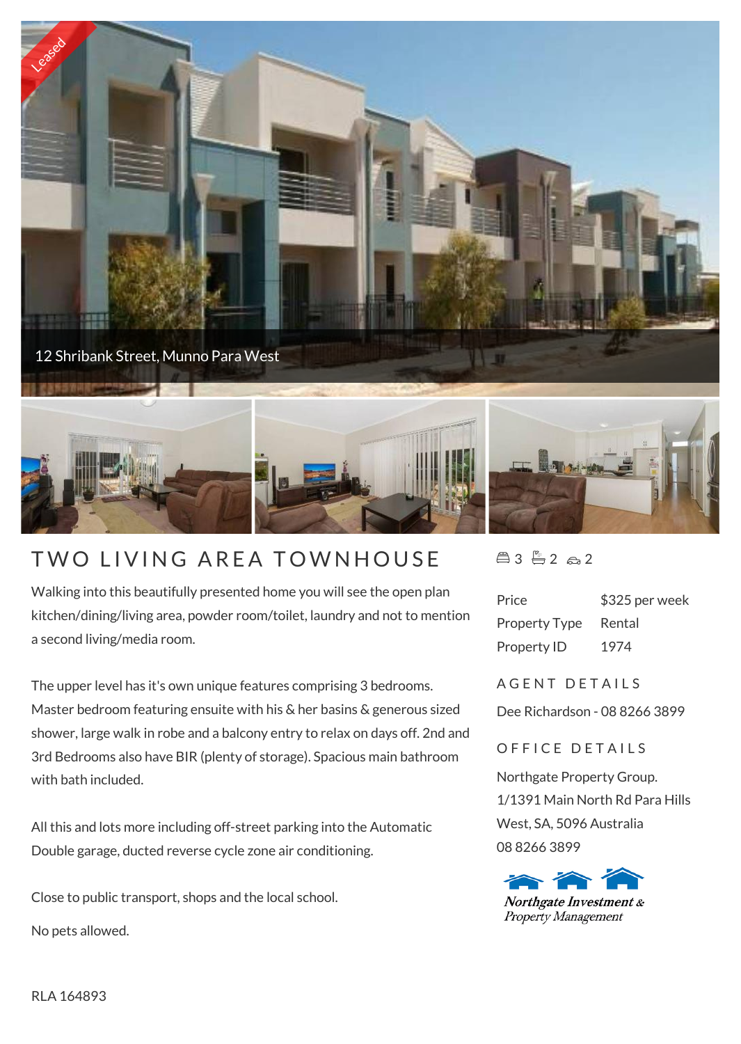Leased

12 Shribank Street, Munno Para West

# TWO LIVING AREA TOWNHOUSE

3 2 2

Walking into this beautifully presented home you will see the open plan kitchen/dining/living area, powder room/toilet, laundry and not to mention a second living/media room.

The upper level has it's own unique features comprising 3 bedrooms. Master bedroom featuring ensuite with his & her basins & generous sized shower, large walk in robe and a balcony entry to relax on days off. 2nd and 3rd Bedrooms also have BIR (plenty of storage). Spacious main bathroom with bath included.

All this and lots more including off-street parking into the Automatic Double garage, ducted reverse cycle zone air conditioning.

Close to public transport, shops and the local school.

No pets allowed.

| | |
|---|---|
| Price | $325 per week |
| Property Type | Rental |
| Property ID | 1974 |

## AGENT DETAILS

Dee Richardson - 08 8266 3899

## OFFICE DETAILS

Northgate Property Group.
1/1391 Main North Rd Para Hills West, SA, 5096 Australia
08 8266 3899

Northgate Investment & Property Management

RLA 164893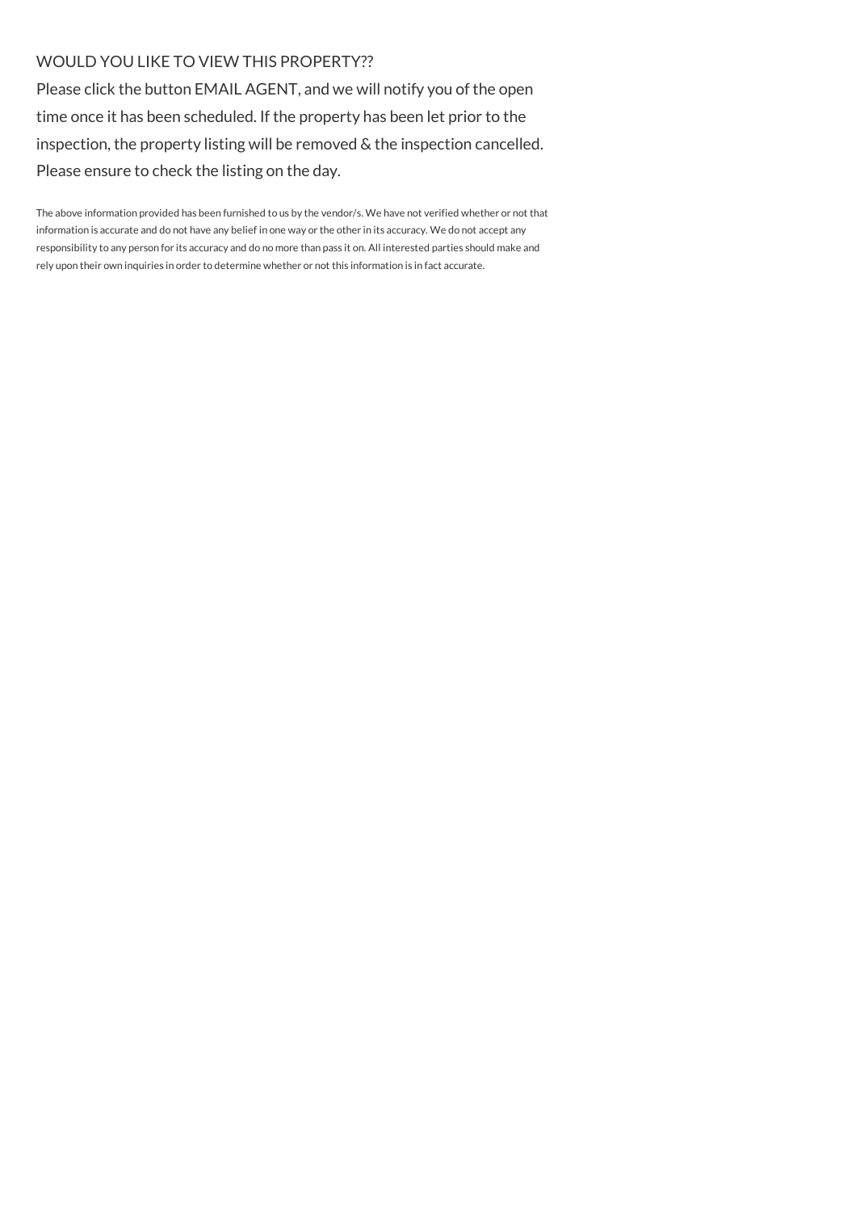WOULD YOU LIKE TO VIEW THIS PROPERTY??

Please click the button EMAIL AGENT, and we will notify you of the open time once it has been scheduled. If the property has been let prior to the inspection, the property listing will be removed & the inspection cancelled. Please ensure to check the listing on the day.

The above information provided has been furnished to us by the vendor/s. We have not verified whether or not that information is accurate and do not have any belief in one way or the other in its accuracy. We do not accept any responsibility to any person for its accuracy and do no more than pass it on. All interested parties should make and rely upon their own inquiries in order to determine whether or not this information is in fact accurate.